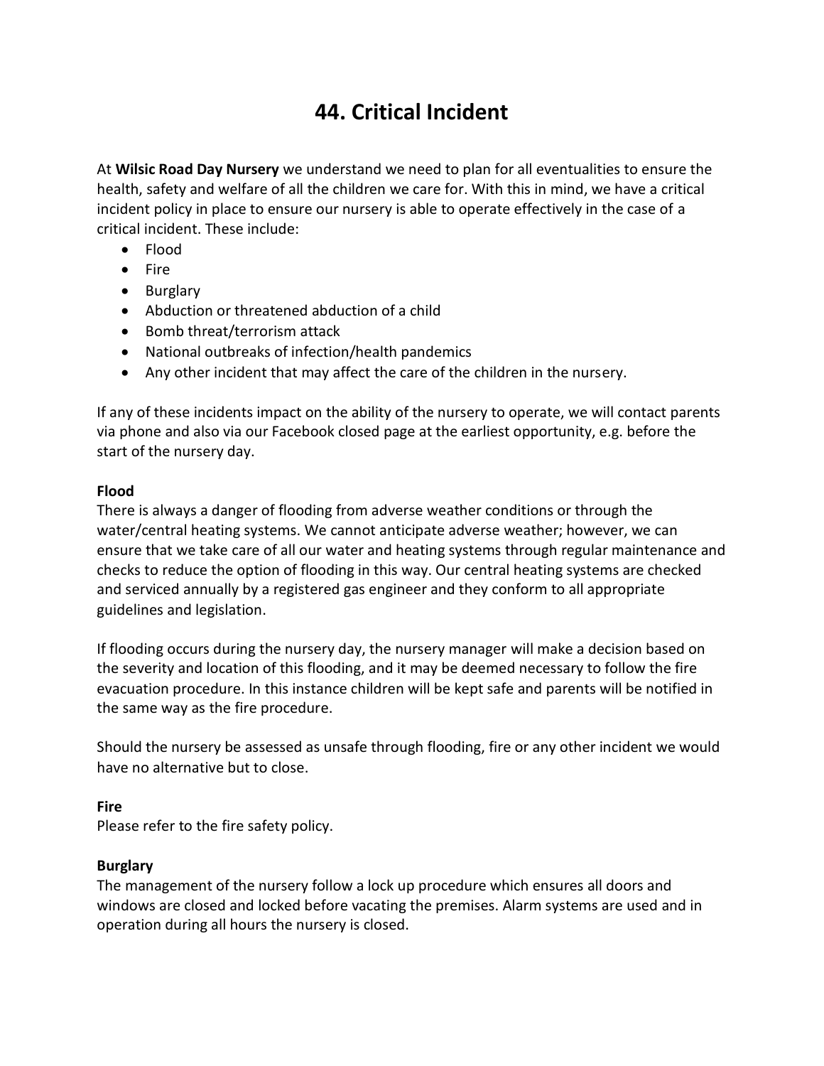# 44. Critical Incident

At **Wilsic Road Day Nursery** we understand we need to plan for all eventualities to ensure the health, safety and welfare of all the children we care for. With this in mind, we have a critical incident policy in place to ensure our nursery is able to operate effectively in the case of a critical incident. These include:

- Flood
- Fire
- Burglary
- Abduction or threatened abduction of a child
- Bomb threat/terrorism attack
- National outbreaks of infection/health pandemics
- Any other incident that may affect the care of the children in the nursery.

If any of these incidents impact on the ability of the nursery to operate, we will contact parents via phone and also via our Facebook closed page at the earliest opportunity, e.g. before the start of the nursery day.

**Flood**

There is always a danger of flooding from adverse weather conditions or through the water/central heating systems. We cannot anticipate adverse weather; however, we can ensure that we take care of all our water and heating systems through regular maintenance and checks to reduce the option of flooding in this way. Our central heating systems are checked and serviced annually by a registered gas engineer and they conform to all appropriate guidelines and legislation.

If flooding occurs during the nursery day, the nursery manager will make a decision based on the severity and location of this flooding, and it may be deemed necessary to follow the fire evacuation procedure. In this instance children will be kept safe and parents will be notified in the same way as the fire procedure.

Should the nursery be assessed as unsafe through flooding, fire or any other incident we would have no alternative but to close.

**Fire**

Please refer to the fire safety policy.

**Burglary**

The management of the nursery follow a lock up procedure which ensures all doors and windows are closed and locked before vacating the premises. Alarm systems are used and in operation during all hours the nursery is closed.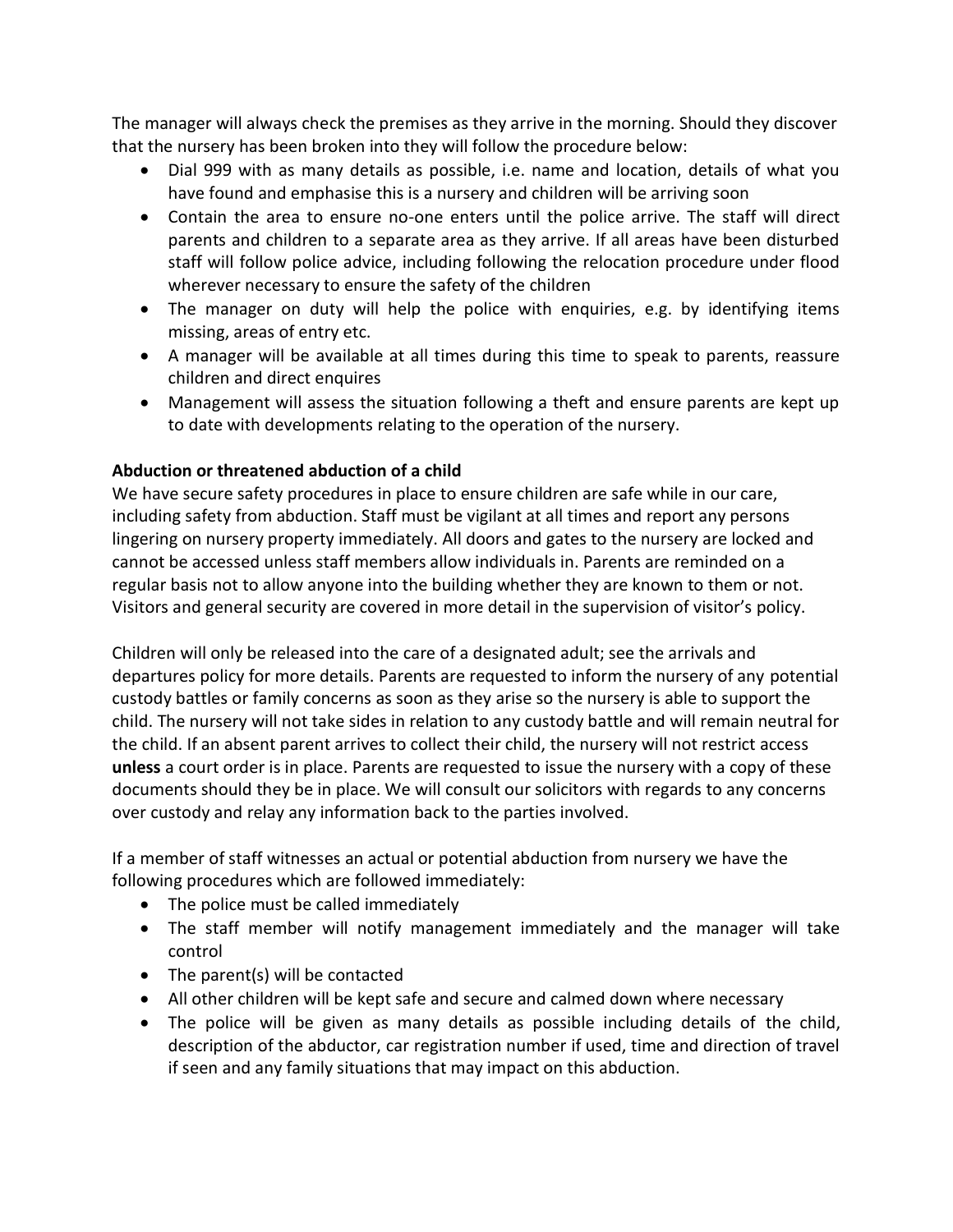The manager will always check the premises as they arrive in the morning. Should they discover that the nursery has been broken into they will follow the procedure below:

- Dial 999 with as many details as possible, i.e. name and location, details of what you have found and emphasise this is a nursery and children will be arriving soon
- Contain the area to ensure no-one enters until the police arrive. The staff will direct parents and children to a separate area as they arrive. If all areas have been disturbed staff will follow police advice, including following the relocation procedure under flood wherever necessary to ensure the safety of the children
- The manager on duty will help the police with enquiries, e.g. by identifying items missing, areas of entry etc.
- A manager will be available at all times during this time to speak to parents, reassure children and direct enquires
- Management will assess the situation following a theft and ensure parents are kept up to date with developments relating to the operation of the nursery.

**Abduction or threatened abduction of a child**

We have secure safety procedures in place to ensure children are safe while in our care, including safety from abduction. Staff must be vigilant at all times and report any persons lingering on nursery property immediately. All doors and gates to the nursery are locked and cannot be accessed unless staff members allow individuals in. Parents are reminded on a regular basis not to allow anyone into the building whether they are known to them or not. Visitors and general security are covered in more detail in the supervision of visitor's policy.

Children will only be released into the care of a designated adult; see the arrivals and departures policy for more details. Parents are requested to inform the nursery of any potential custody battles or family concerns as soon as they arise so the nursery is able to support the child. The nursery will not take sides in relation to any custody battle and will remain neutral for the child. If an absent parent arrives to collect their child, the nursery will not restrict access **unless** a court order is in place. Parents are requested to issue the nursery with a copy of these documents should they be in place. We will consult our solicitors with regards to any concerns over custody and relay any information back to the parties involved.

If a member of staff witnesses an actual or potential abduction from nursery we have the following procedures which are followed immediately:

- The police must be called immediately
- The staff member will notify management immediately and the manager will take control
- The parent(s) will be contacted
- All other children will be kept safe and secure and calmed down where necessary
- The police will be given as many details as possible including details of the child, description of the abductor, car registration number if used, time and direction of travel if seen and any family situations that may impact on this abduction.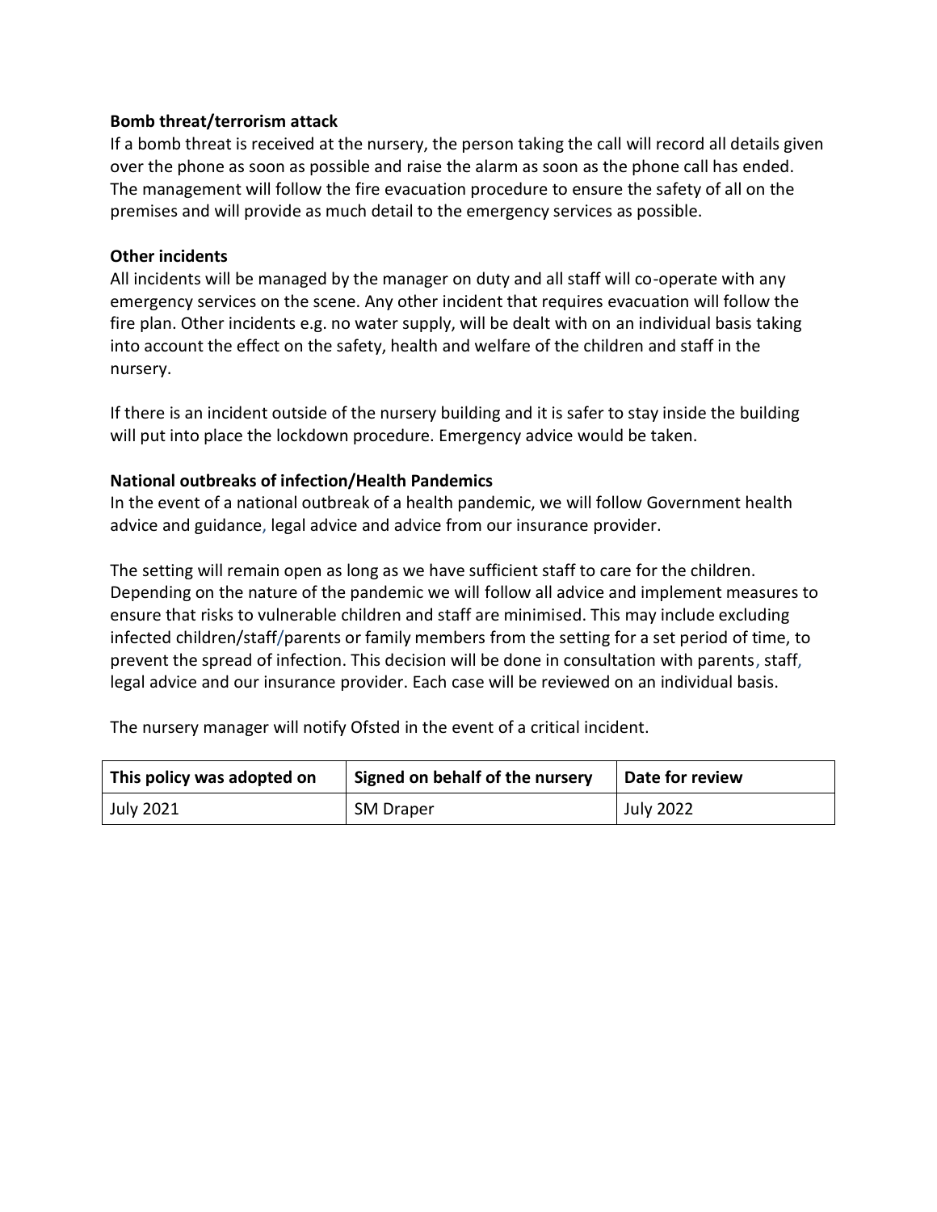**Bomb threat/terrorism attack**

If a bomb threat is received at the nursery, the person taking the call will record all details given over the phone as soon as possible and raise the alarm as soon as the phone call has ended. The management will follow the fire evacuation procedure to ensure the safety of all on the premises and will provide as much detail to the emergency services as possible.

**Other incidents**

All incidents will be managed by the manager on duty and all staff will co-operate with any emergency services on the scene. Any other incident that requires evacuation will follow the fire plan. Other incidents e.g. no water supply, will be dealt with on an individual basis taking into account the effect on the safety, health and welfare of the children and staff in the nursery.

If there is an incident outside of the nursery building and it is safer to stay inside the building will put into place the lockdown procedure. Emergency advice would be taken.

**National outbreaks of infection/Health Pandemics**

In the event of a national outbreak of a health pandemic, we will follow Government health advice and guidance, legal advice and advice from our insurance provider.

The setting will remain open as long as we have sufficient staff to care for the children. Depending on the nature of the pandemic we will follow all advice and implement measures to ensure that risks to vulnerable children and staff are minimised. This may include excluding infected children/staff/parents or family members from the setting for a set period of time, to prevent the spread of infection. This decision will be done in consultation with parents, staff, legal advice and our insurance provider. Each case will be reviewed on an individual basis.

The nursery manager will notify Ofsted in the event of a critical incident.

| This policy was adopted on | Signed on behalf of the nursery | Date for review |
|---|---|---|
| July 2021 | SM Draper | July 2022 |